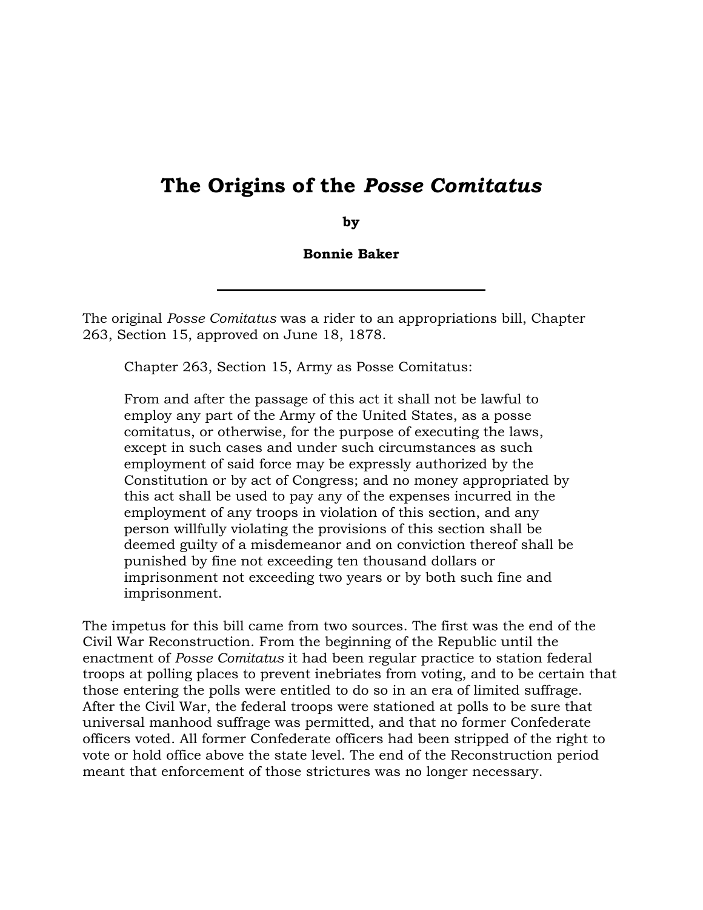# The Origins of the *Posse Comitatus*

**by**

**Bonnie Baker**

---

The original *Posse Comitatus* was a rider to an appropriations bill, Chapter 263, Section 15, approved on June 18, 1878.

> Chapter 263, Section 15, Army as Posse Comitatus:
>
> From and after the passage of this act it shall not be lawful to employ any part of the Army of the United States, as a posse comitatus, or otherwise, for the purpose of executing the laws, except in such cases and under such circumstances as such employment of said force may be expressly authorized by the Constitution or by act of Congress; and no money appropriated by this act shall be used to pay any of the expenses incurred in the employment of any troops in violation of this section, and any person willfully violating the provisions of this section shall be deemed guilty of a misdemeanor and on conviction thereof shall be punished by fine not exceeding ten thousand dollars or imprisonment not exceeding two years or by both such fine and imprisonment.

The impetus for this bill came from two sources. The first was the end of the Civil War Reconstruction. From the beginning of the Republic until the enactment of *Posse Comitatus* it had been regular practice to station federal troops at polling places to prevent inebriates from voting, and to be certain that those entering the polls were entitled to do so in an era of limited suffrage. After the Civil War, the federal troops were stationed at polls to be sure that universal manhood suffrage was permitted, and that no former Confederate officers voted. All former Confederate officers had been stripped of the right to vote or hold office above the state level. The end of the Reconstruction period meant that enforcement of those strictures was no longer necessary.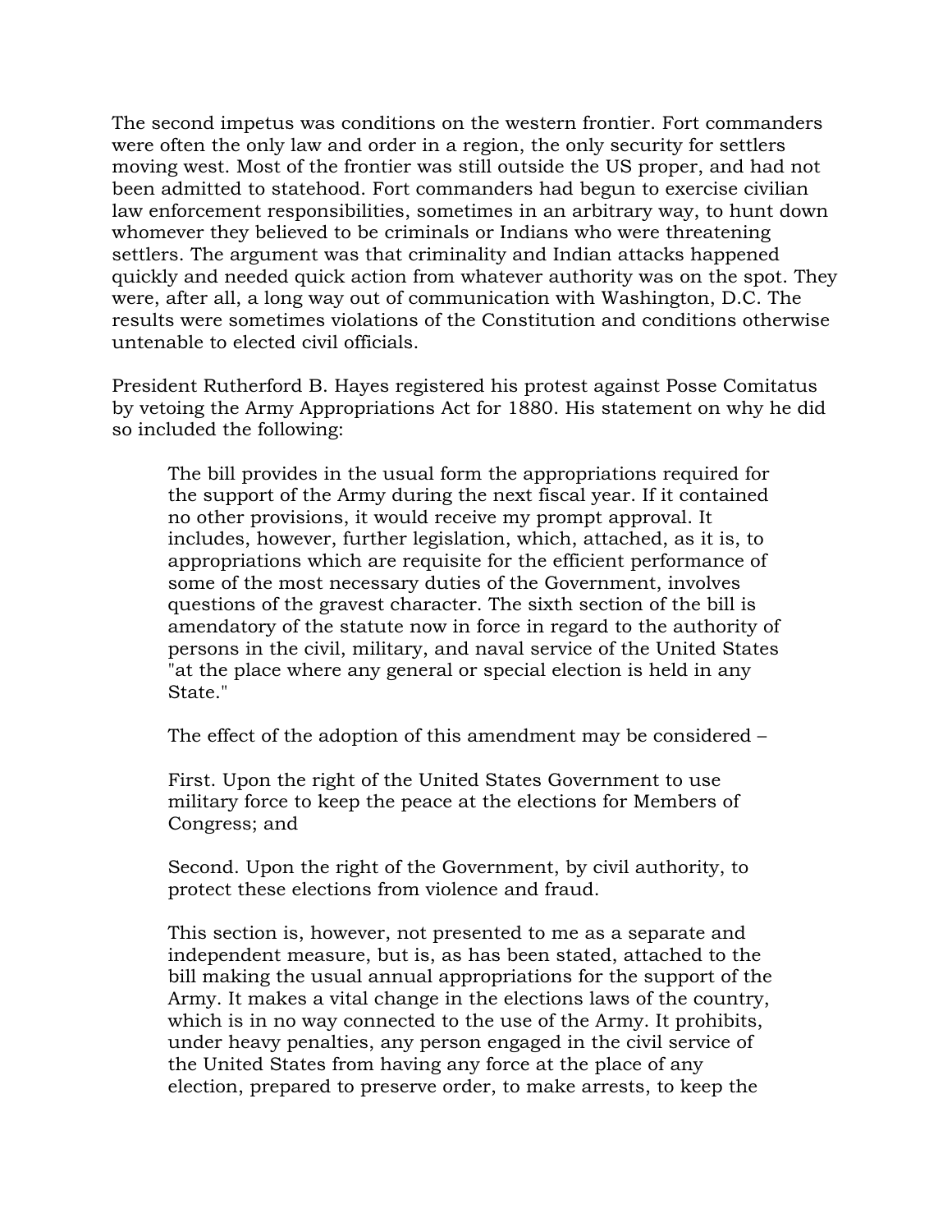The second impetus was conditions on the western frontier. Fort commanders were often the only law and order in a region, the only security for settlers moving west. Most of the frontier was still outside the US proper, and had not been admitted to statehood. Fort commanders had begun to exercise civilian law enforcement responsibilities, sometimes in an arbitrary way, to hunt down whomever they believed to be criminals or Indians who were threatening settlers. The argument was that criminality and Indian attacks happened quickly and needed quick action from whatever authority was on the spot. They were, after all, a long way out of communication with Washington, D.C. The results were sometimes violations of the Constitution and conditions otherwise untenable to elected civil officials.

President Rutherford B. Hayes registered his protest against Posse Comitatus by vetoing the Army Appropriations Act for 1880. His statement on why he did so included the following:

> The bill provides in the usual form the appropriations required for the support of the Army during the next fiscal year. If it contained no other provisions, it would receive my prompt approval. It includes, however, further legislation, which, attached, as it is, to appropriations which are requisite for the efficient performance of some of the most necessary duties of the Government, involves questions of the gravest character. The sixth section of the bill is amendatory of the statute now in force in regard to the authority of persons in the civil, military, and naval service of the United States "at the place where any general or special election is held in any State."
>
> The effect of the adoption of this amendment may be considered –
>
> First. Upon the right of the United States Government to use military force to keep the peace at the elections for Members of Congress; and
>
> Second. Upon the right of the Government, by civil authority, to protect these elections from violence and fraud.
>
> This section is, however, not presented to me as a separate and independent measure, but is, as has been stated, attached to the bill making the usual annual appropriations for the support of the Army. It makes a vital change in the elections laws of the country, which is in no way connected to the use of the Army. It prohibits, under heavy penalties, any person engaged in the civil service of the United States from having any force at the place of any election, prepared to preserve order, to make arrests, to keep the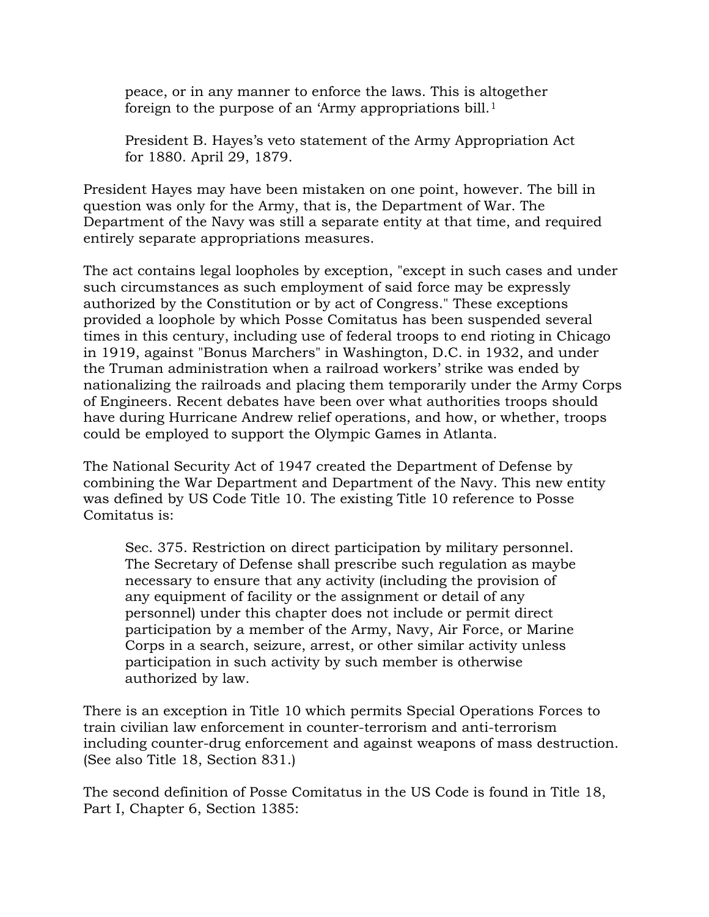> peace, or in any manner to enforce the laws. This is altogether foreign to the purpose of an 'Army appropriations bill.[1]
>
> President B. Hayes's veto statement of the Army Appropriation Act for 1880. April 29, 1879.

President Hayes may have been mistaken on one point, however. The bill in question was only for the Army, that is, the Department of War. The Department of the Navy was still a separate entity at that time, and required entirely separate appropriations measures.

The act contains legal loopholes by exception, "except in such cases and under such circumstances as such employment of said force may be expressly authorized by the Constitution or by act of Congress." These exceptions provided a loophole by which Posse Comitatus has been suspended several times in this century, including use of federal troops to end rioting in Chicago in 1919, against "Bonus Marchers" in Washington, D.C. in 1932, and under the Truman administration when a railroad workers' strike was ended by nationalizing the railroads and placing them temporarily under the Army Corps of Engineers. Recent debates have been over what authorities troops should have during Hurricane Andrew relief operations, and how, or whether, troops could be employed to support the Olympic Games in Atlanta.

The National Security Act of 1947 created the Department of Defense by combining the War Department and Department of the Navy. This new entity was defined by US Code Title 10. The existing Title 10 reference to Posse Comitatus is:

> Sec. 375. Restriction on direct participation by military personnel. The Secretary of Defense shall prescribe such regulation as maybe necessary to ensure that any activity (including the provision of any equipment of facility or the assignment or detail of any personnel) under this chapter does not include or permit direct participation by a member of the Army, Navy, Air Force, or Marine Corps in a search, seizure, arrest, or other similar activity unless participation in such activity by such member is otherwise authorized by law.

There is an exception in Title 10 which permits Special Operations Forces to train civilian law enforcement in counter-terrorism and anti-terrorism including counter-drug enforcement and against weapons of mass destruction. (See also Title 18, Section 831.)

The second definition of Posse Comitatus in the US Code is found in Title 18, Part I, Chapter 6, Section 1385: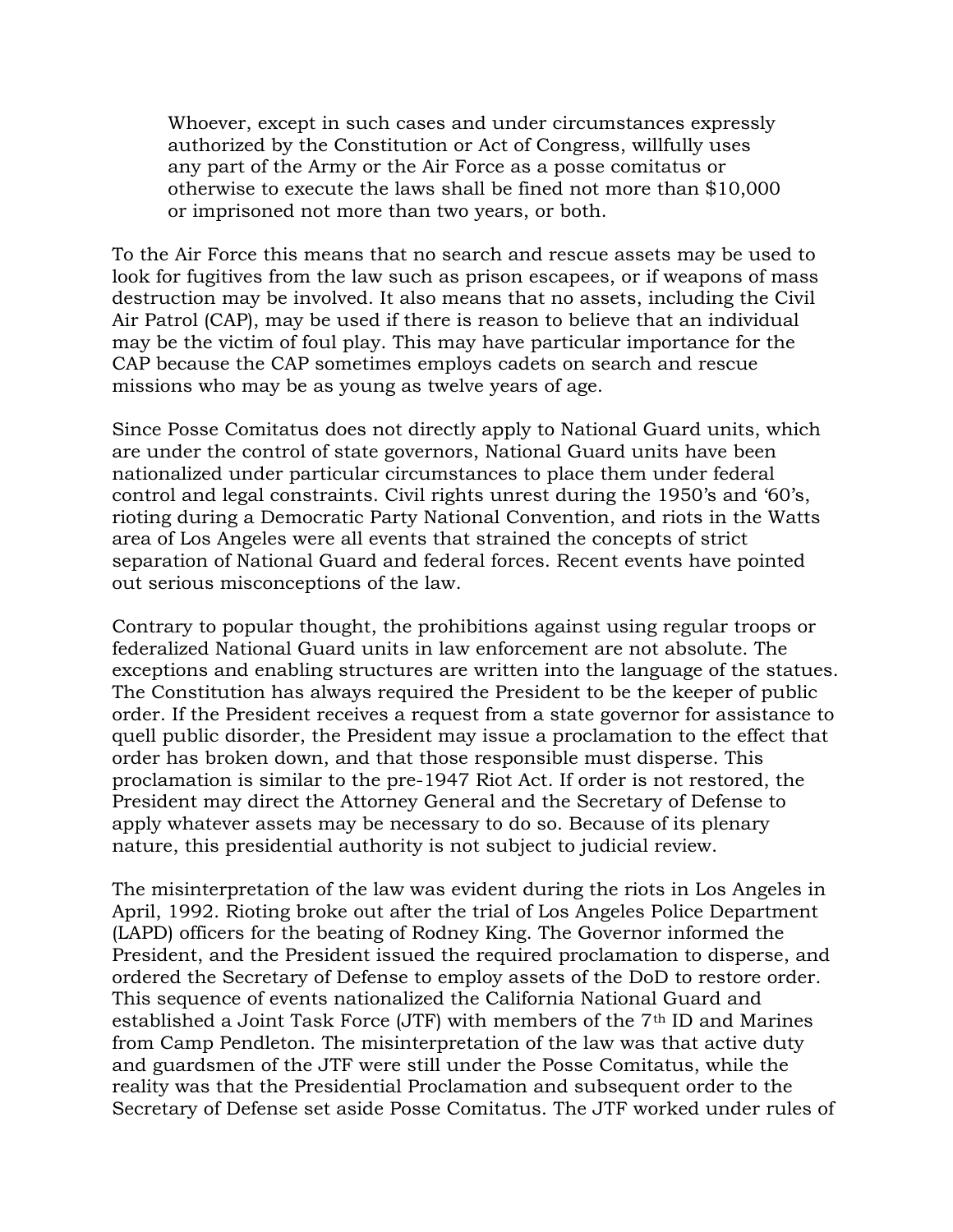> Whoever, except in such cases and under circumstances expressly authorized by the Constitution or Act of Congress, willfully uses any part of the Army or the Air Force as a posse comitatus or otherwise to execute the laws shall be fined not more than $10,000 or imprisoned not more than two years, or both.

To the Air Force this means that no search and rescue assets may be used to look for fugitives from the law such as prison escapees, or if weapons of mass destruction may be involved. It also means that no assets, including the Civil Air Patrol (CAP), may be used if there is reason to believe that an individual may be the victim of foul play. This may have particular importance for the CAP because the CAP sometimes employs cadets on search and rescue missions who may be as young as twelve years of age.

Since Posse Comitatus does not directly apply to National Guard units, which are under the control of state governors, National Guard units have been nationalized under particular circumstances to place them under federal control and legal constraints. Civil rights unrest during the 1950's and '60's, rioting during a Democratic Party National Convention, and riots in the Watts area of Los Angeles were all events that strained the concepts of strict separation of National Guard and federal forces. Recent events have pointed out serious misconceptions of the law.

Contrary to popular thought, the prohibitions against using regular troops or federalized National Guard units in law enforcement are not absolute. The exceptions and enabling structures are written into the language of the statues. The Constitution has always required the President to be the keeper of public order. If the President receives a request from a state governor for assistance to quell public disorder, the President may issue a proclamation to the effect that order has broken down, and that those responsible must disperse. This proclamation is similar to the pre-1947 Riot Act. If order is not restored, the President may direct the Attorney General and the Secretary of Defense to apply whatever assets may be necessary to do so. Because of its plenary nature, this presidential authority is not subject to judicial review.

The misinterpretation of the law was evident during the riots in Los Angeles in April, 1992. Rioting broke out after the trial of Los Angeles Police Department (LAPD) officers for the beating of Rodney King. The Governor informed the President, and the President issued the required proclamation to disperse, and ordered the Secretary of Defense to employ assets of the DoD to restore order. This sequence of events nationalized the California National Guard and established a Joint Task Force (JTF) with members of the 7th ID and Marines from Camp Pendleton. The misinterpretation of the law was that active duty and guardsmen of the JTF were still under the Posse Comitatus, while the reality was that the Presidential Proclamation and subsequent order to the Secretary of Defense set aside Posse Comitatus. The JTF worked under rules of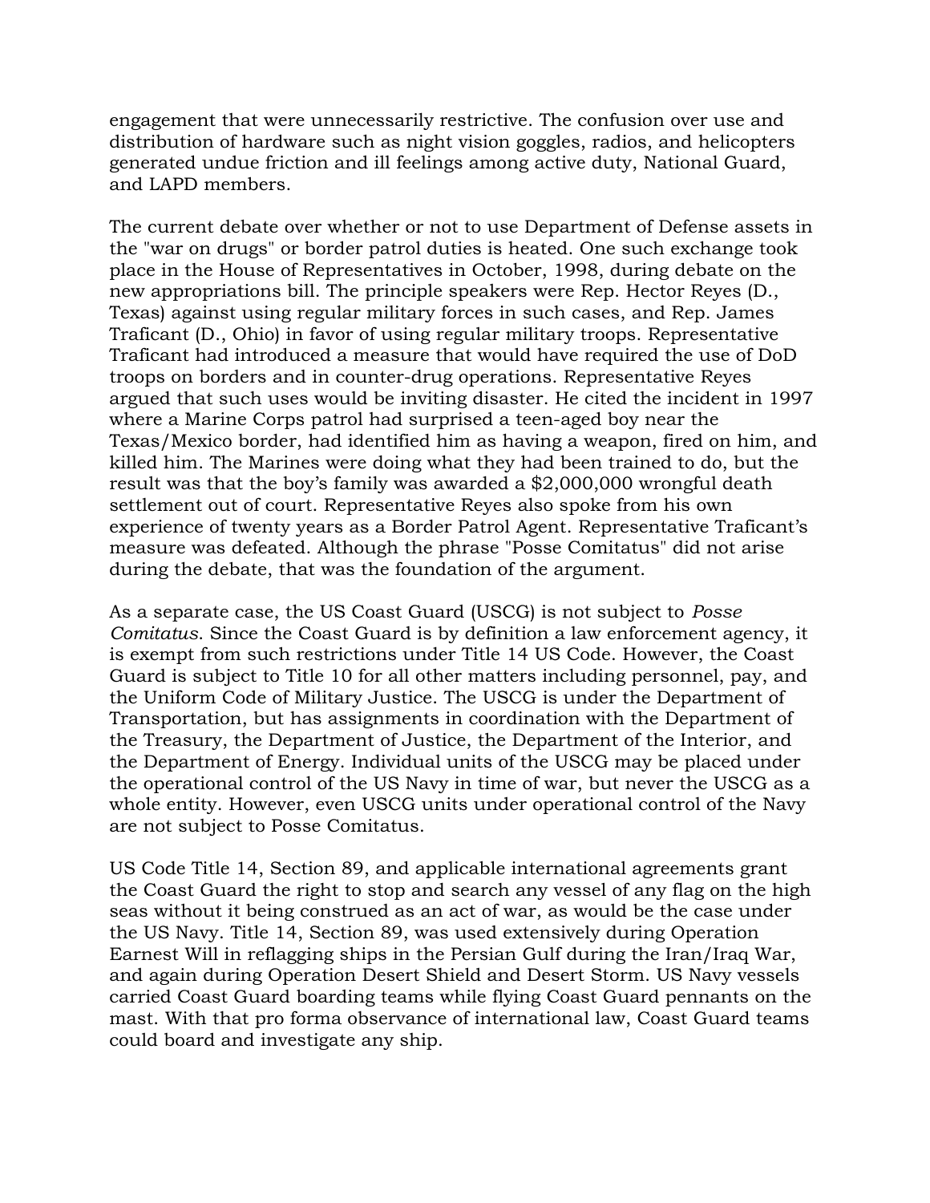engagement that were unnecessarily restrictive. The confusion over use and distribution of hardware such as night vision goggles, radios, and helicopters generated undue friction and ill feelings among active duty, National Guard, and LAPD members.

The current debate over whether or not to use Department of Defense assets in the "war on drugs" or border patrol duties is heated. One such exchange took place in the House of Representatives in October, 1998, during debate on the new appropriations bill. The principle speakers were Rep. Hector Reyes (D., Texas) against using regular military forces in such cases, and Rep. James Traficant (D., Ohio) in favor of using regular military troops. Representative Traficant had introduced a measure that would have required the use of DoD troops on borders and in counter-drug operations. Representative Reyes argued that such uses would be inviting disaster. He cited the incident in 1997 where a Marine Corps patrol had surprised a teen-aged boy near the Texas/Mexico border, had identified him as having a weapon, fired on him, and killed him. The Marines were doing what they had been trained to do, but the result was that the boy's family was awarded a $2,000,000 wrongful death settlement out of court. Representative Reyes also spoke from his own experience of twenty years as a Border Patrol Agent. Representative Traficant's measure was defeated. Although the phrase "Posse Comitatus" did not arise during the debate, that was the foundation of the argument.

As a separate case, the US Coast Guard (USCG) is not subject to *Posse Comitatus*. Since the Coast Guard is by definition a law enforcement agency, it is exempt from such restrictions under Title 14 US Code. However, the Coast Guard is subject to Title 10 for all other matters including personnel, pay, and the Uniform Code of Military Justice. The USCG is under the Department of Transportation, but has assignments in coordination with the Department of the Treasury, the Department of Justice, the Department of the Interior, and the Department of Energy. Individual units of the USCG may be placed under the operational control of the US Navy in time of war, but never the USCG as a whole entity. However, even USCG units under operational control of the Navy are not subject to Posse Comitatus.

US Code Title 14, Section 89, and applicable international agreements grant the Coast Guard the right to stop and search any vessel of any flag on the high seas without it being construed as an act of war, as would be the case under the US Navy. Title 14, Section 89, was used extensively during Operation Earnest Will in reflagging ships in the Persian Gulf during the Iran/Iraq War, and again during Operation Desert Shield and Desert Storm. US Navy vessels carried Coast Guard boarding teams while flying Coast Guard pennants on the mast. With that pro forma observance of international law, Coast Guard teams could board and investigate any ship.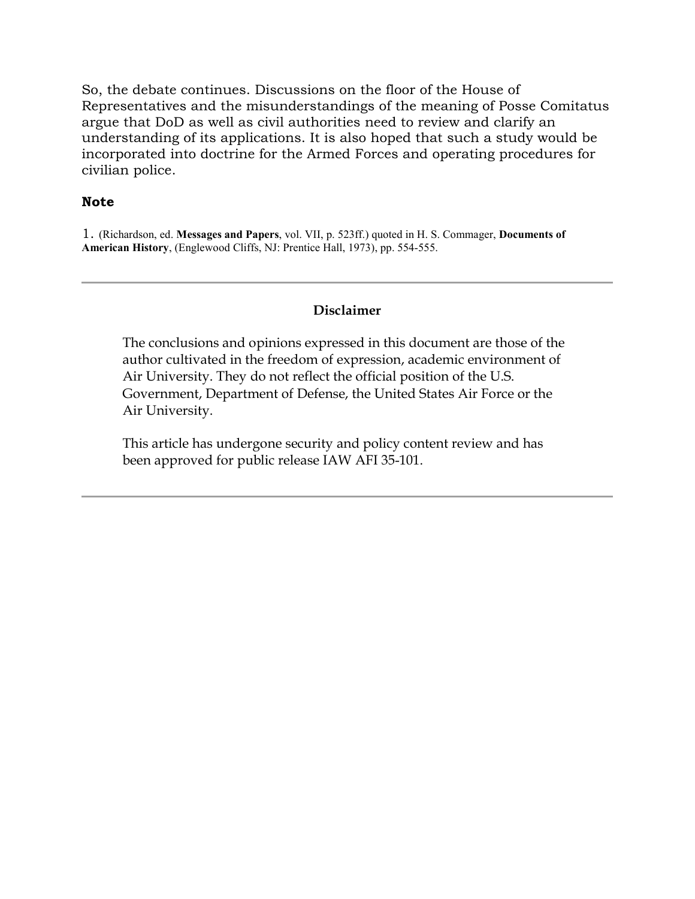So, the debate continues. Discussions on the floor of the House of Representatives and the misunderstandings of the meaning of Posse Comitatus argue that DoD as well as civil authorities need to review and clarify an understanding of its applications. It is also hoped that such a study would be incorporated into doctrine for the Armed Forces and operating procedures for civilian police.

### Note

1. (Richardson, ed. **Messages and Papers**, vol. VII, p. 523ff.) quoted in H. S. Commager, **Documents of American History**, (Englewood Cliffs, NJ: Prentice Hall, 1973), pp. 554-555.

---

**Disclaimer**

The conclusions and opinions expressed in this document are those of the author cultivated in the freedom of expression, academic environment of Air University. They do not reflect the official position of the U.S. Government, Department of Defense, the United States Air Force or the Air University.

This article has undergone security and policy content review and has been approved for public release IAW AFI 35-101.

---